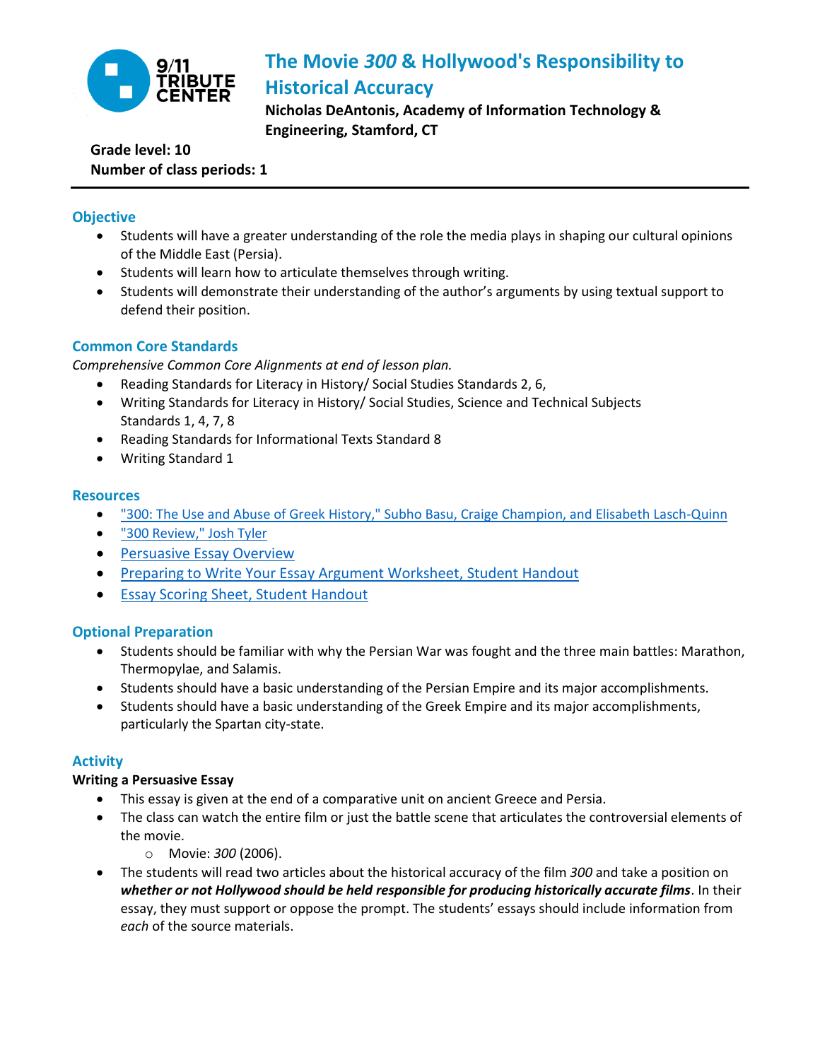# The Movie *300* & Hollywood's Responsibility to Historical Accuracy

**Nicholas DeAntonis, Academy of Information Technology & Engineering, Stamford, CT**

**Grade level: 10**
**Number of class periods: 1**

## Objective

- Students will have a greater understanding of the role the media plays in shaping our cultural opinions of the Middle East (Persia).
- Students will learn how to articulate themselves through writing.
- Students will demonstrate their understanding of the author's arguments by using textual support to defend their position.

## Common Core Standards

*Comprehensive Common Core Alignments at end of lesson plan.*

- Reading Standards for Literacy in History/ Social Studies Standards 2, 6,
- Writing Standards for Literacy in History/ Social Studies, Science and Technical Subjects Standards 1, 4, 7, 8
- Reading Standards for Informational Texts Standard 8
- Writing Standard 1

## Resources

- "300: The Use and Abuse of Greek History," Subho Basu, Craige Champion, and Elisabeth Lasch-Quinn
- "300 Review," Josh Tyler
- Persuasive Essay Overview
- Preparing to Write Your Essay Argument Worksheet, Student Handout
- Essay Scoring Sheet, Student Handout

## Optional Preparation

- Students should be familiar with why the Persian War was fought and the three main battles: Marathon, Thermopylae, and Salamis.
- Students should have a basic understanding of the Persian Empire and its major accomplishments.
- Students should have a basic understanding of the Greek Empire and its major accomplishments, particularly the Spartan city-state.

## Activity

**Writing a Persuasive Essay**

- This essay is given at the end of a comparative unit on ancient Greece and Persia.
- The class can watch the entire film or just the battle scene that articulates the controversial elements of the movie.
  - Movie: *300* (2006).
- The students will read two articles about the historical accuracy of the film *300* and take a position on ***whether or not Hollywood should be held responsible for producing historically accurate films***. In their essay, they must support or oppose the prompt. The students' essays should include information from *each* of the source materials.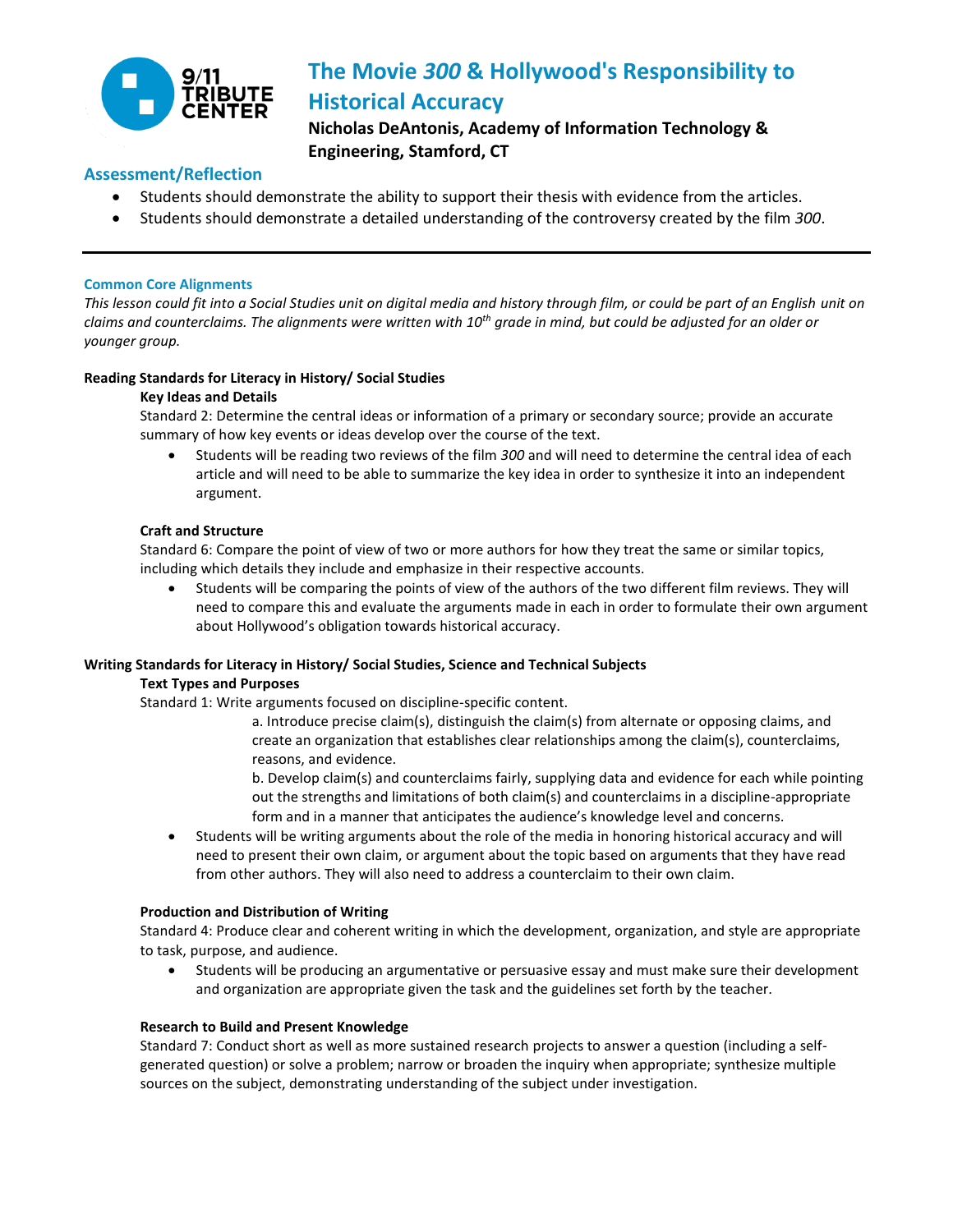# The Movie *300* & Hollywood's Responsibility to Historical Accuracy

**Nicholas DeAntonis, Academy of Information Technology & Engineering, Stamford, CT**

## Assessment/Reflection

- Students should demonstrate the ability to support their thesis with evidence from the articles.
- Students should demonstrate a detailed understanding of the controversy created by the film *300*.

---

### Common Core Alignments

*This lesson could fit into a Social Studies unit on digital media and history through film, or could be part of an English unit on claims and counterclaims. The alignments were written with 10th grade in mind, but could be adjusted for an older or younger group.*

**Reading Standards for Literacy in History/ Social Studies**

**Key Ideas and Details**

Standard 2: Determine the central ideas or information of a primary or secondary source; provide an accurate summary of how key events or ideas develop over the course of the text.

- Students will be reading two reviews of the film *300* and will need to determine the central idea of each article and will need to be able to summarize the key idea in order to synthesize it into an independent argument.

**Craft and Structure**

Standard 6: Compare the point of view of two or more authors for how they treat the same or similar topics, including which details they include and emphasize in their respective accounts.

- Students will be comparing the points of view of the authors of the two different film reviews. They will need to compare this and evaluate the arguments made in each in order to formulate their own argument about Hollywood's obligation towards historical accuracy.

**Writing Standards for Literacy in History/ Social Studies, Science and Technical Subjects**

**Text Types and Purposes**

Standard 1: Write arguments focused on discipline-specific content.

a. Introduce precise claim(s), distinguish the claim(s) from alternate or opposing claims, and create an organization that establishes clear relationships among the claim(s), counterclaims, reasons, and evidence.

b. Develop claim(s) and counterclaims fairly, supplying data and evidence for each while pointing out the strengths and limitations of both claim(s) and counterclaims in a discipline-appropriate form and in a manner that anticipates the audience's knowledge level and concerns.

- Students will be writing arguments about the role of the media in honoring historical accuracy and will need to present their own claim, or argument about the topic based on arguments that they have read from other authors. They will also need to address a counterclaim to their own claim.

**Production and Distribution of Writing**

Standard 4: Produce clear and coherent writing in which the development, organization, and style are appropriate to task, purpose, and audience.

- Students will be producing an argumentative or persuasive essay and must make sure their development and organization are appropriate given the task and the guidelines set forth by the teacher.

**Research to Build and Present Knowledge**

Standard 7: Conduct short as well as more sustained research projects to answer a question (including a self-generated question) or solve a problem; narrow or broaden the inquiry when appropriate; synthesize multiple sources on the subject, demonstrating understanding of the subject under investigation.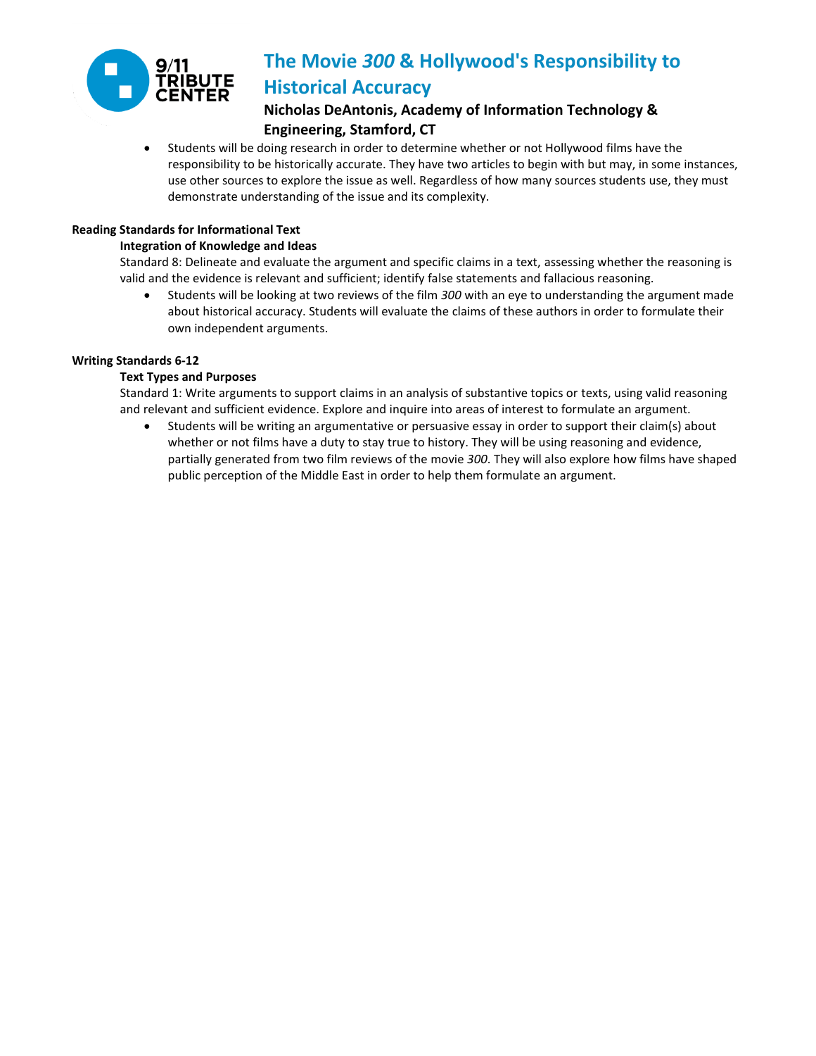- Students will be doing research in order to determine whether or not Hollywood films have the responsibility to be historically accurate. They have two articles to begin with but may, in some instances, use other sources to explore the issue as well. Regardless of how many sources students use, they must demonstrate understanding of the issue and its complexity.

**Reading Standards for Informational Text**

**Integration of Knowledge and Ideas**

Standard 8: Delineate and evaluate the argument and specific claims in a text, assessing whether the reasoning is valid and the evidence is relevant and sufficient; identify false statements and fallacious reasoning.

- Students will be looking at two reviews of the film *300* with an eye to understanding the argument made about historical accuracy. Students will evaluate the claims of these authors in order to formulate their own independent arguments.

**Writing Standards 6-12**

**Text Types and Purposes**

Standard 1: Write arguments to support claims in an analysis of substantive topics or texts, using valid reasoning and relevant and sufficient evidence. Explore and inquire into areas of interest to formulate an argument.

- Students will be writing an argumentative or persuasive essay in order to support their claim(s) about whether or not films have a duty to stay true to history. They will be using reasoning and evidence, partially generated from two film reviews of the movie *300*. They will also explore how films have shaped public perception of the Middle East in order to help them formulate an argument.